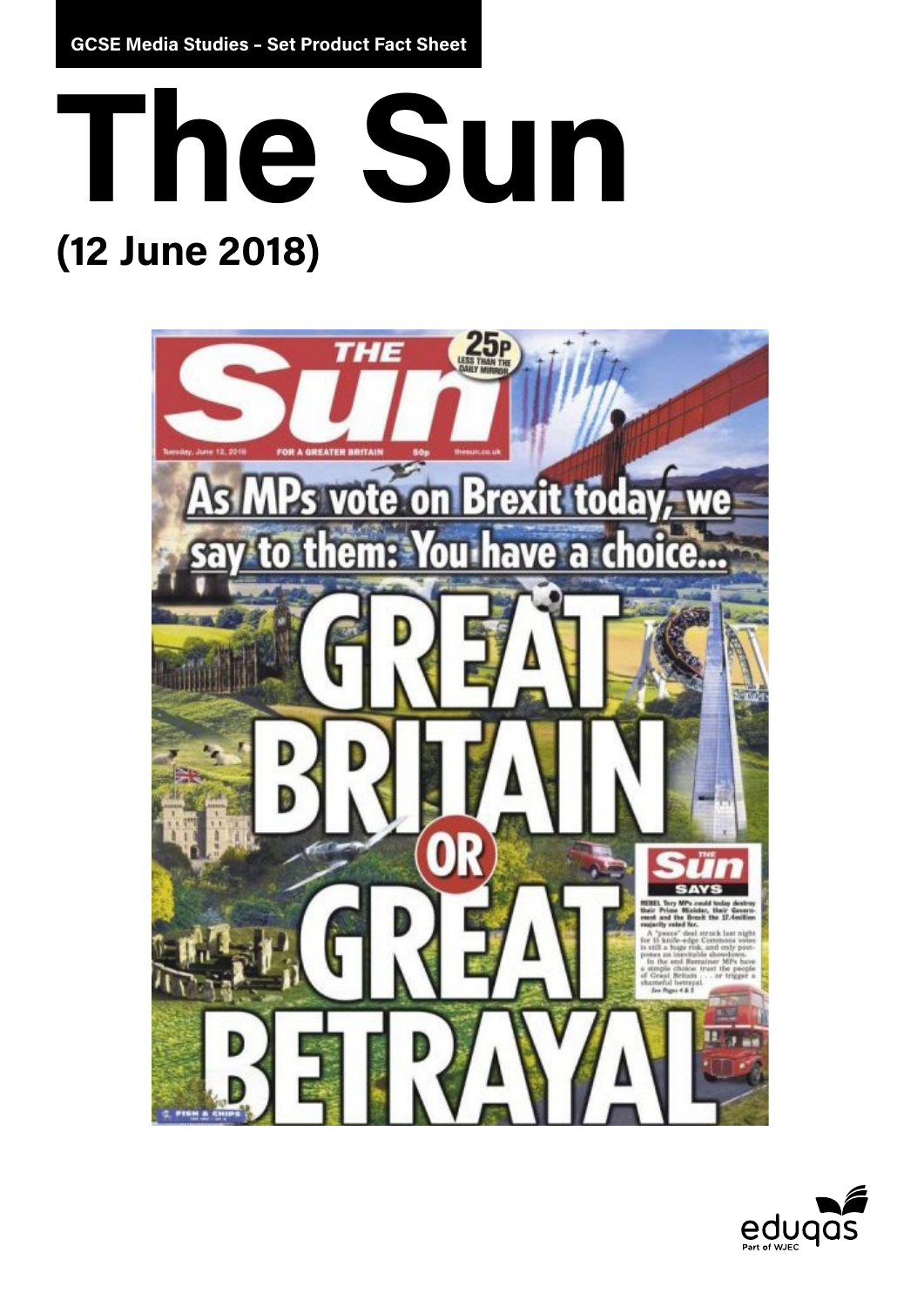GCSE Media Studies – Set Product Fact Sheet

# The Sun

## (12 June 2018)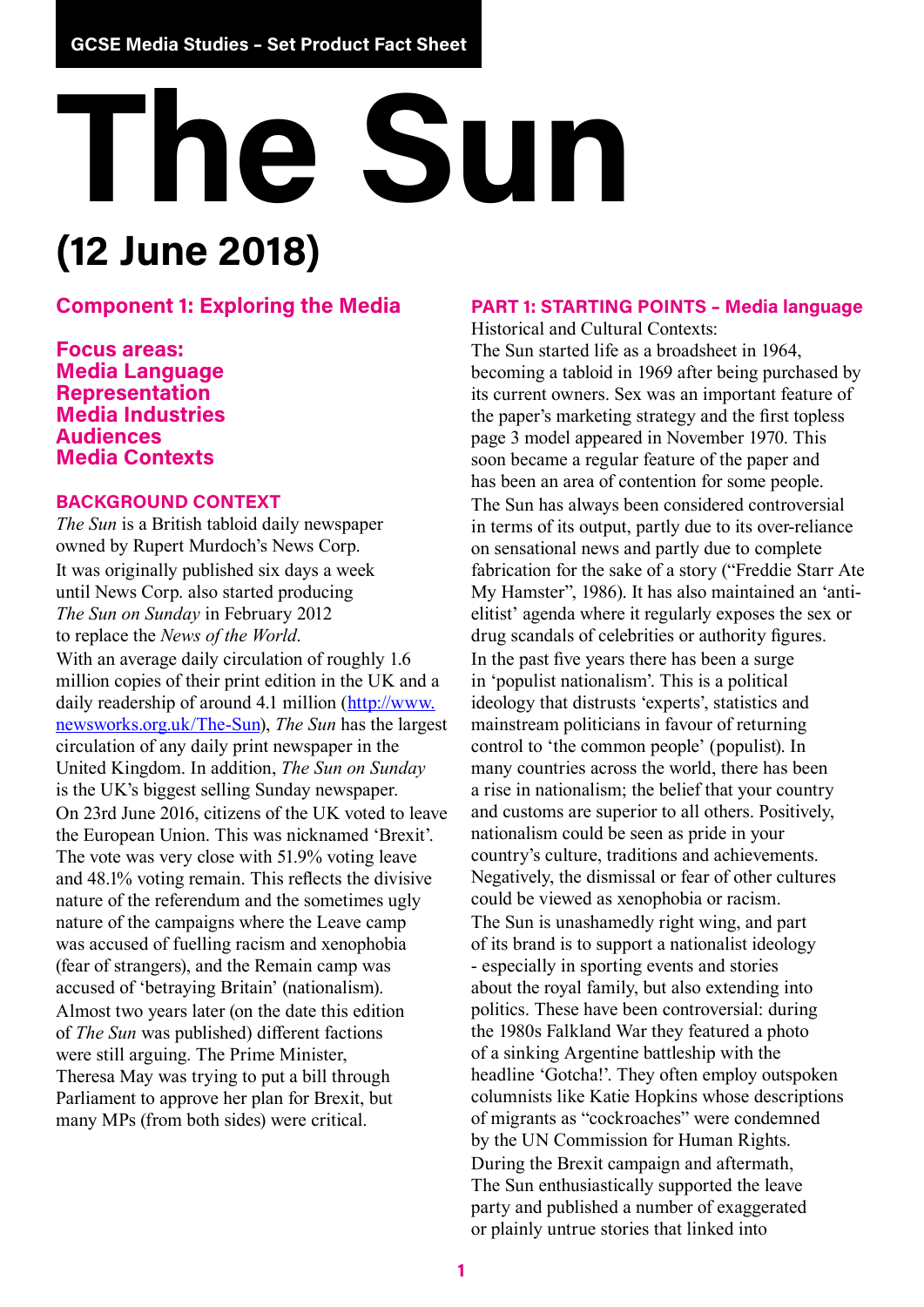GCSE Media Studies – Set Product Fact Sheet

# The Sun

## (12 June 2018)

### Component 1: Exploring the Media

### Focus areas:
### Media Language
### Representation
### Media Industries
### Audiences
### Media Contexts

### BACKGROUND CONTEXT

*The Sun* is a British tabloid daily newspaper owned by Rupert Murdoch's News Corp. It was originally published six days a week until News Corp. also started producing *The Sun on Sunday* in February 2012 to replace the *News of the World*.

With an average daily circulation of roughly 1.6 million copies of their print edition in the UK and a daily readership of around 4.1 million (http://www.newsworks.org.uk/The-Sun), *The Sun* has the largest circulation of any daily print newspaper in the United Kingdom. In addition, *The Sun on Sunday* is the UK's biggest selling Sunday newspaper.

On 23rd June 2016, citizens of the UK voted to leave the European Union. This was nicknamed 'Brexit'. The vote was very close with 51.9% voting leave and 48.1% voting remain. This reflects the divisive nature of the referendum and the sometimes ugly nature of the campaigns where the Leave camp was accused of fuelling racism and xenophobia (fear of strangers), and the Remain camp was accused of 'betraying Britain' (nationalism).

Almost two years later (on the date this edition of *The Sun* was published) different factions were still arguing. The Prime Minister, Theresa May was trying to put a bill through Parliament to approve her plan for Brexit, but many MPs (from both sides) were critical.

### PART 1: STARTING POINTS – Media language

Historical and Cultural Contexts:

The Sun started life as a broadsheet in 1964, becoming a tabloid in 1969 after being purchased by its current owners. Sex was an important feature of the paper's marketing strategy and the first topless page 3 model appeared in November 1970. This soon became a regular feature of the paper and has been an area of contention for some people.

The Sun has always been considered controversial in terms of its output, partly due to its over-reliance on sensational news and partly due to complete fabrication for the sake of a story ("Freddie Starr Ate My Hamster", 1986). It has also maintained an 'anti-elitist' agenda where it regularly exposes the sex or drug scandals of celebrities or authority figures.

In the past five years there has been a surge in 'populist nationalism'. This is a political ideology that distrusts 'experts', statistics and mainstream politicians in favour of returning control to 'the common people' (populist). In many countries across the world, there has been a rise in nationalism; the belief that your country and customs are superior to all others. Positively, nationalism could be seen as pride in your country's culture, traditions and achievements. Negatively, the dismissal or fear of other cultures could be viewed as xenophobia or racism.

The Sun is unashamedly right wing, and part of its brand is to support a nationalist ideology - especially in sporting events and stories about the royal family, but also extending into politics. These have been controversial: during the 1980s Falkland War they featured a photo of a sinking Argentine battleship with the headline 'Gotcha!'. They often employ outspoken columnists like Katie Hopkins whose descriptions of migrants as "cockroaches" were condemned by the UN Commission for Human Rights.

During the Brexit campaign and aftermath, The Sun enthusiastically supported the leave party and published a number of exaggerated or plainly untrue stories that linked into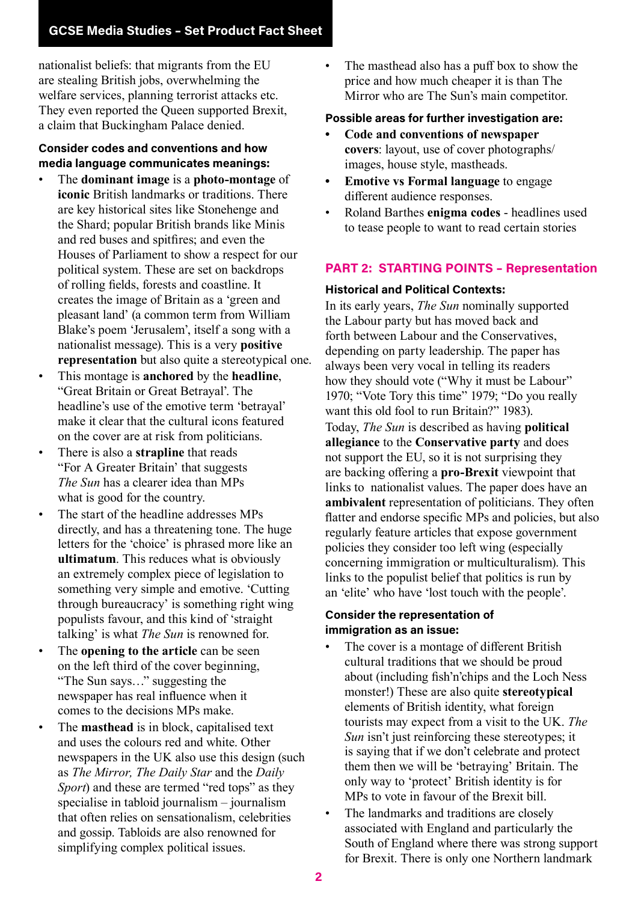nationalist beliefs: that migrants from the EU are stealing British jobs, overwhelming the welfare services, planning terrorist attacks etc. They even reported the Queen supported Brexit, a claim that Buckingham Palace denied.

**Consider codes and conventions and how media language communicates meanings:**

- The **dominant image** is a **photo-montage** of **iconic** British landmarks or traditions. There are key historical sites like Stonehenge and the Shard; popular British brands like Minis and red buses and spitfires; and even the Houses of Parliament to show a respect for our political system. These are set on backdrops of rolling fields, forests and coastline. It creates the image of Britain as a 'green and pleasant land' (a common term from William Blake's poem 'Jerusalem', itself a song with a nationalist message). This is a very **positive representation** but also quite a stereotypical one.
- This montage is **anchored** by the **headline**, "Great Britain or Great Betrayal'. The headline's use of the emotive term 'betrayal' make it clear that the cultural icons featured on the cover are at risk from politicians.
- There is also a **strapline** that reads "For A Greater Britain' that suggests *The Sun* has a clearer idea than MPs what is good for the country.
- The start of the headline addresses MPs directly, and has a threatening tone. The huge letters for the 'choice' is phrased more like an **ultimatum**. This reduces what is obviously an extremely complex piece of legislation to something very simple and emotive. 'Cutting through bureaucracy' is something right wing populists favour, and this kind of 'straight talking' is what *The Sun* is renowned for.
- The **opening to the article** can be seen on the left third of the cover beginning, "The Sun says…" suggesting the newspaper has real influence when it comes to the decisions MPs make.
- The **masthead** is in block, capitalised text and uses the colours red and white. Other newspapers in the UK also use this design (such as *The Mirror, The Daily Star* and the *Daily Sport*) and these are termed "red tops" as they specialise in tabloid journalism – journalism that often relies on sensationalism, celebrities and gossip. Tabloids are also renowned for simplifying complex political issues.
- The masthead also has a puff box to show the price and how much cheaper it is than The Mirror who are The Sun's main competitor.

**Possible areas for further investigation are:**

- **Code and conventions of newspaper covers**: layout, use of cover photographs/ images, house style, mastheads.
- **Emotive vs Formal language** to engage different audience responses.
- Roland Barthes **enigma codes** - headlines used to tease people to want to read certain stories

## PART 2: STARTING POINTS – Representation

**Historical and Political Contexts:**

In its early years, *The Sun* nominally supported the Labour party but has moved back and forth between Labour and the Conservatives, depending on party leadership. The paper has always been very vocal in telling its readers how they should vote ("Why it must be Labour" 1970; "Vote Tory this time" 1979; "Do you really want this old fool to run Britain?" 1983).

Today, *The Sun* is described as having **political allegiance** to the **Conservative party** and does not support the EU, so it is not surprising they are backing offering a **pro-Brexit** viewpoint that links to nationalist values. The paper does have an **ambivalent** representation of politicians. They often flatter and endorse specific MPs and policies, but also regularly feature articles that expose government policies they consider too left wing (especially concerning immigration or multiculturalism). This links to the populist belief that politics is run by an 'elite' who have 'lost touch with the people'.

**Consider the representation of immigration as an issue:**

- The cover is a montage of different British cultural traditions that we should be proud about (including fish'n'chips and the Loch Ness monster!) These are also quite **stereotypical** elements of British identity, what foreign tourists may expect from a visit to the UK. *The Sun* isn't just reinforcing these stereotypes; it is saying that if we don't celebrate and protect them then we will be 'betraying' Britain. The only way to 'protect' British identity is for MPs to vote in favour of the Brexit bill.
- The landmarks and traditions are closely associated with England and particularly the South of England where there was strong support for Brexit. There is only one Northern landmark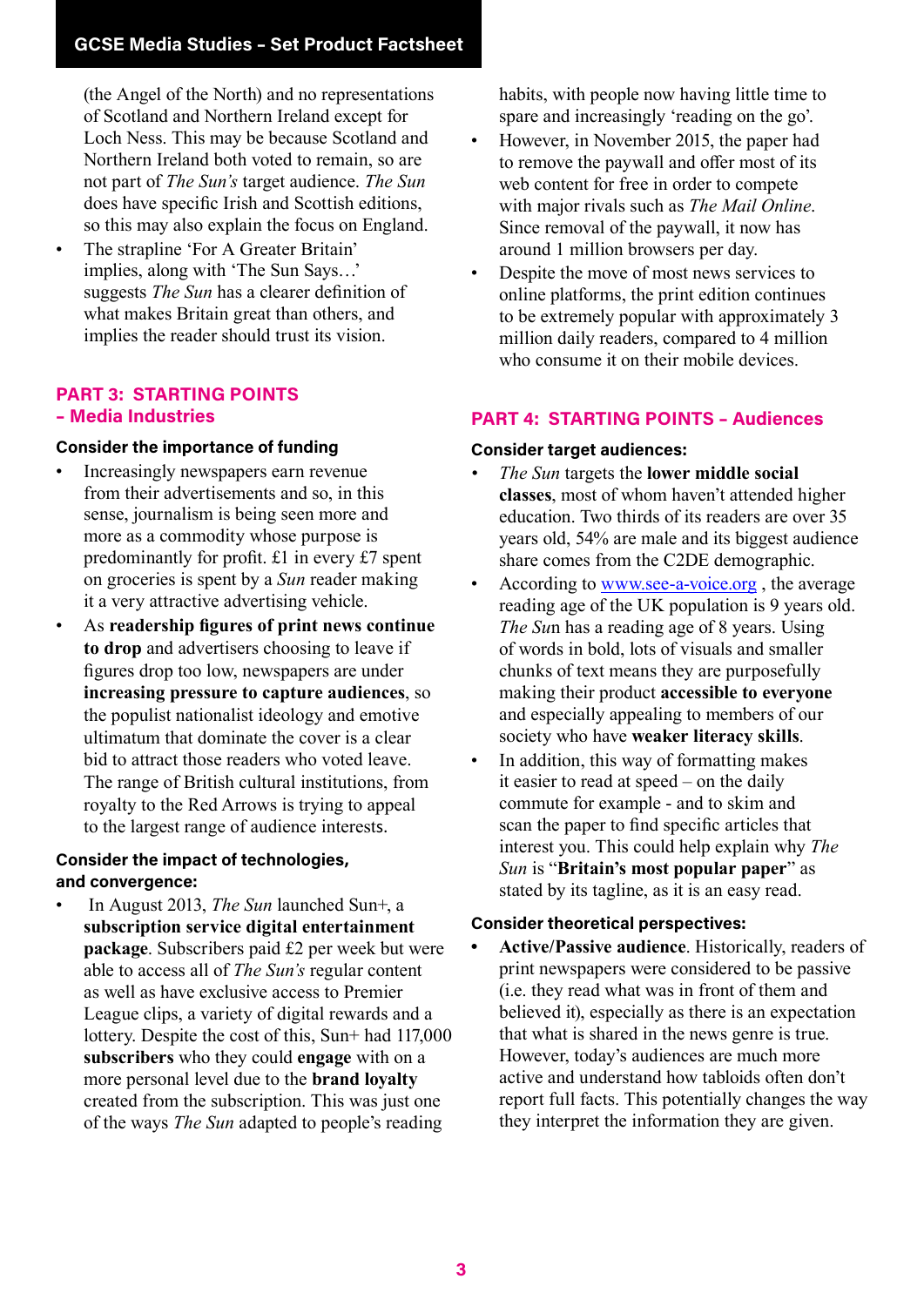(the Angel of the North) and no representations of Scotland and Northern Ireland except for Loch Ness. This may be because Scotland and Northern Ireland both voted to remain, so are not part of *The Sun's* target audience. *The Sun* does have specific Irish and Scottish editions, so this may also explain the focus on England.

- The strapline 'For A Greater Britain' implies, along with 'The Sun Says…' suggests *The Sun* has a clearer definition of what makes Britain great than others, and implies the reader should trust its vision.

## PART 3: STARTING POINTS – Media Industries

### Consider the importance of funding

- Increasingly newspapers earn revenue from their advertisements and so, in this sense, journalism is being seen more and more as a commodity whose purpose is predominantly for profit. £1 in every £7 spent on groceries is spent by a *Sun* reader making it a very attractive advertising vehicle.
- As **readership figures of print news continue to drop** and advertisers choosing to leave if figures drop too low, newspapers are under **increasing pressure to capture audiences**, so the populist nationalist ideology and emotive ultimatum that dominate the cover is a clear bid to attract those readers who voted leave. The range of British cultural institutions, from royalty to the Red Arrows is trying to appeal to the largest range of audience interests.

### Consider the impact of technologies, and convergence:

- In August 2013, *The Sun* launched Sun+, a **subscription service digital entertainment package**. Subscribers paid £2 per week but were able to access all of *The Sun's* regular content as well as have exclusive access to Premier League clips, a variety of digital rewards and a lottery. Despite the cost of this, Sun+ had 117,000 **subscribers** who they could **engage** with on a more personal level due to the **brand loyalty** created from the subscription. This was just one of the ways *The Sun* adapted to people's reading habits, with people now having little time to spare and increasingly 'reading on the go'.
- However, in November 2015, the paper had to remove the paywall and offer most of its web content for free in order to compete with major rivals such as *The Mail Online*. Since removal of the paywall, it now has around 1 million browsers per day.
- Despite the move of most news services to online platforms, the print edition continues to be extremely popular with approximately 3 million daily readers, compared to 4 million who consume it on their mobile devices.

## PART 4: STARTING POINTS – Audiences

### Consider target audiences:

- *The Sun* targets the **lower middle social classes**, most of whom haven't attended higher education. Two thirds of its readers are over 35 years old, 54% are male and its biggest audience share comes from the C2DE demographic.
- According to [www.see-a-voice.org](http://www.see-a-voice.org) , the average reading age of the UK population is 9 years old. *The Sun* has a reading age of 8 years. Using of words in bold, lots of visuals and smaller chunks of text means they are purposefully making their product **accessible to everyone** and especially appealing to members of our society who have **weaker literacy skills**.
- In addition, this way of formatting makes it easier to read at speed – on the daily commute for example - and to skim and scan the paper to find specific articles that interest you. This could help explain why *The Sun* is "**Britain's most popular paper**" as stated by its tagline, as it is an easy read.

### Consider theoretical perspectives:

- **Active/Passive audience**. Historically, readers of print newspapers were considered to be passive (i.e. they read what was in front of them and believed it), especially as there is an expectation that what is shared in the news genre is true. However, today's audiences are much more active and understand how tabloids often don't report full facts. This potentially changes the way they interpret the information they are given.